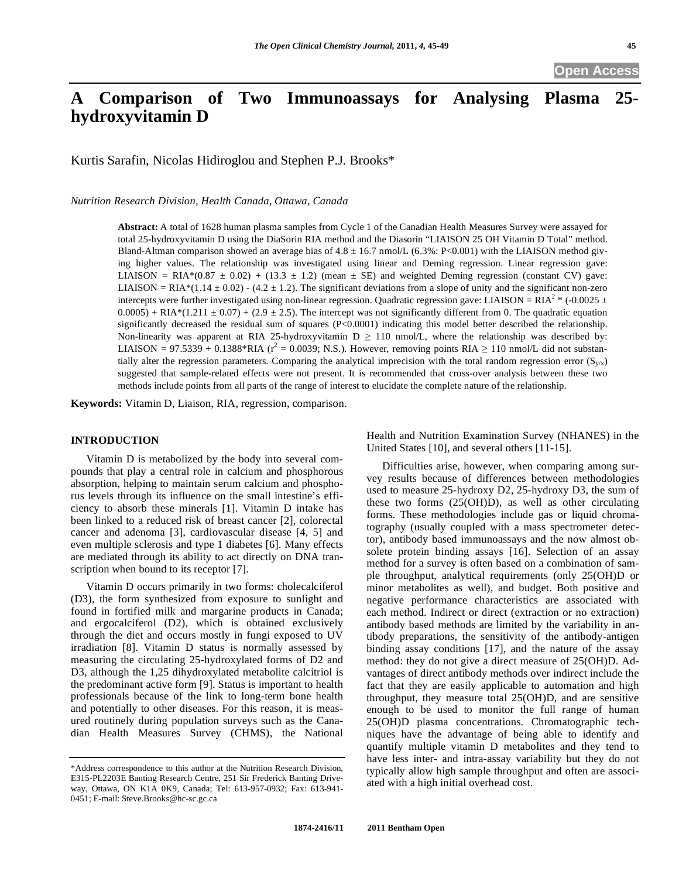# A Comparison of Two Immunoassays for Analysing Plasma 25-hydroxyvitamin D

Kurtis Sarafin, Nicolas Hidiroglou and Stephen P.J. Brooks*

*Nutrition Research Division, Health Canada, Ottawa, Canada*

**Abstract:** A total of 1628 human plasma samples from Cycle 1 of the Canadian Health Measures Survey were assayed for total 25-hydroxyvitamin D using the DiaSorin RIA method and the Diasorin "LIAISON 25 OH Vitamin D Total" method. Bland-Altman comparison showed an average bias of $4.8 \pm 16.7$ nmol/L (6.3%: $P<0.001$) with the LIAISON method giving higher values. The relationship was investigated using linear and Deming regression. Linear regression gave: LIAISON = RIA*($0.87 \pm 0.02$) + ($13.3 \pm 1.2$) (mean ± SE) and weighted Deming regression (constant CV) gave: LIAISON = RIA*($1.14 \pm 0.02$) - ($4.2 \pm 1.2$). The significant deviations from a slope of unity and the significant non-zero intercepts were further investigated using non-linear regression. Quadratic regression gave: LIAISON = $RIA^2$ * ($-0.0025 \pm 0.0005$) + RIA*($1.211 \pm 0.07$) + ($2.9 \pm 2.5$). The intercept was not significantly different from 0. The quadratic equation significantly decreased the residual sum of squares ($P<0.0001$) indicating this model better described the relationship. Non-linearity was apparent at RIA 25-hydroxyvitamin D $\geq 110$ nmol/L, where the relationship was described by: LIAISON = 97.5339 + 0.1388*RIA ($r^2 = 0.0039$; N.S.). However, removing points RIA $\geq 110$ nmol/L did not substantially alter the regression parameters. Comparing the analytical imprecision with the total random regression error ($S_{y/x}$) suggested that sample-related effects were not present. It is recommended that cross-over analysis between these two methods include points from all parts of the range of interest to elucidate the complete nature of the relationship.

**Keywords:** Vitamin D, Liaison, RIA, regression, comparison.

## INTRODUCTION

Vitamin D is metabolized by the body into several compounds that play a central role in calcium and phosphorous absorption, helping to maintain serum calcium and phosphorus levels through its influence on the small intestine's efficiency to absorb these minerals [1]. Vitamin D intake has been linked to a reduced risk of breast cancer [2], colorectal cancer and adenoma [3], cardiovascular disease [4, 5] and even multiple sclerosis and type 1 diabetes [6]. Many effects are mediated through its ability to act directly on DNA transcription when bound to its receptor [7].

Vitamin D occurs primarily in two forms: cholecalciferol (D3), the form synthesized from exposure to sunlight and found in fortified milk and margarine products in Canada; and ergocalciferol (D2), which is obtained exclusively through the diet and occurs mostly in fungi exposed to UV irradiation [8]. Vitamin D status is normally assessed by measuring the circulating 25-hydroxylated forms of D2 and D3, although the 1,25 dihydroxylated metabolite calcitriol is the predominant active form [9]. Status is important to health professionals because of the link to long-term bone health and potentially to other diseases. For this reason, it is measured routinely during population surveys such as the Canadian Health Measures Survey (CHMS), the National Health and Nutrition Examination Survey (NHANES) in the United States [10], and several others [11-15].

Difficulties arise, however, when comparing among survey results because of differences between methodologies used to measure 25-hydroxy D2, 25-hydroxy D3, the sum of these two forms (25(OH)D), as well as other circulating forms. These methodologies include gas or liquid chromatography (usually coupled with a mass spectrometer detector), antibody based immunoassays and the now almost obsolete protein binding assays [16]. Selection of an assay method for a survey is often based on a combination of sample throughput, analytical requirements (only 25(OH)D or minor metabolites as well), and budget. Both positive and negative performance characteristics are associated with each method. Indirect or direct (extraction or no extraction) antibody based methods are limited by the variability in antibody preparations, the sensitivity of the antibody-antigen binding assay conditions [17], and the nature of the assay method: they do not give a direct measure of 25(OH)D. Advantages of direct antibody methods over indirect include the fact that they are easily applicable to automation and high throughput, they measure total 25(OH)D, and are sensitive enough to be used to monitor the full range of human 25(OH)D plasma concentrations. Chromatographic techniques have the advantage of being able to identify and quantify multiple vitamin D metabolites and they tend to have less inter- and intra-assay variability but they do not typically allow high sample throughput and often are associated with a high initial overhead cost.

*Address correspondence to this author at the Nutrition Research Division, E315-PL2203E Banting Research Centre, 251 Sir Frederick Banting Driveway, Ottawa, ON K1A 0K9, Canada; Tel: 613-957-0932; Fax: 613-941-0451; E-mail: Steve.Brooks@hc-sc.gc.ca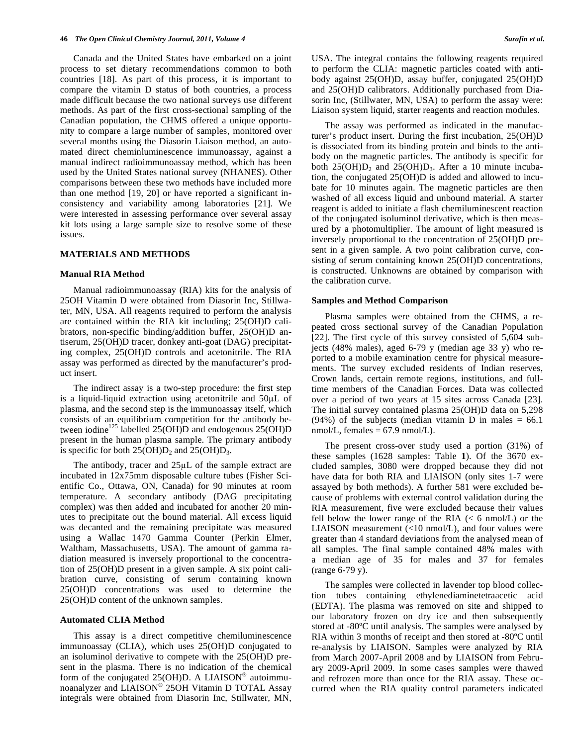Canada and the United States have embarked on a joint process to set dietary recommendations common to both countries [18]. As part of this process, it is important to compare the vitamin D status of both countries, a process made difficult because the two national surveys use different methods. As part of the first cross-sectional sampling of the Canadian population, the CHMS offered a unique opportunity to compare a large number of samples, monitored over several months using the Diasorin Liaison method, an automated direct cheminluminescence immunoassay, against a manual indirect radioimmunoassay method, which has been used by the United States national survey (NHANES). Other comparisons between these two methods have included more than one method [19, 20] or have reported a significant inconsistency and variability among laboratories [21]. We were interested in assessing performance over several assay kit lots using a large sample size to resolve some of these issues.

## MATERIALS AND METHODS

### Manual RIA Method

Manual radioimmunoassay (RIA) kits for the analysis of 25OH Vitamin D were obtained from Diasorin Inc, Stillwater, MN, USA. All reagents required to perform the analysis are contained within the RIA kit including; 25(OH)D calibrators, non-specific binding/addition buffer, 25(OH)D antiserum, 25(OH)D tracer, donkey anti-goat (DAG) precipitating complex, 25(OH)D controls and acetonitrile. The RIA assay was performed as directed by the manufacturer's product insert.

The indirect assay is a two-step procedure: the first step is a liquid-liquid extraction using acetonitrile and 50μL of plasma, and the second step is the immunoassay itself, which consists of an equilibrium competition for the antibody between iodine$^{125}$ labelled 25(OH)D and endogenous 25(OH)D present in the human plasma sample. The primary antibody is specific for both 25(OH)$D_2$ and 25(OH)$D_3$.

The antibody, tracer and 25μL of the sample extract are incubated in 12x75mm disposable culture tubes (Fisher Scientific Co., Ottawa, ON, Canada) for 90 minutes at room temperature. A secondary antibody (DAG precipitating complex) was then added and incubated for another 20 minutes to precipitate out the bound material. All excess liquid was decanted and the remaining precipitate was measured using a Wallac 1470 Gamma Counter (Perkin Elmer, Waltham, Massachusetts, USA). The amount of gamma radiation measured is inversely proportional to the concentration of 25(OH)D present in a given sample. A six point calibration curve, consisting of serum containing known 25(OH)D concentrations was used to determine the 25(OH)D content of the unknown samples.

### Automated CLIA Method

This assay is a direct competitive chemiluminescence immunoassay (CLIA), which uses 25(OH)D conjugated to an isoluminol derivative to compete with the 25(OH)D present in the plasma. There is no indication of the chemical form of the conjugated 25(OH)D. A LIAISON® autoimmunoanalyzer and LIAISON® 25OH Vitamin D TOTAL Assay integrals were obtained from Diasorin Inc, Stillwater, MN, USA. The integral contains the following reagents required to perform the CLIA: magnetic particles coated with antibody against 25(OH)D, assay buffer, conjugated 25(OH)D and 25(OH)D calibrators. Additionally purchased from Diasorin Inc, (Stillwater, MN, USA) to perform the assay were: Liaison system liquid, starter reagents and reaction modules.

The assay was performed as indicated in the manufacturer's product insert. During the first incubation, 25(OH)D is dissociated from its binding protein and binds to the antibody on the magnetic particles. The antibody is specific for both 25(OH)$D_2$ and 25(OH)$D_3$. After a 10 minute incubation, the conjugated 25(OH)D is added and allowed to incubate for 10 minutes again. The magnetic particles are then washed of all excess liquid and unbound material. A starter reagent is added to initiate a flash chemiluminescent reaction of the conjugated isoluminol derivative, which is then measured by a photomultiplier. The amount of light measured is inversely proportional to the concentration of 25(OH)D present in a given sample. A two point calibration curve, consisting of serum containing known 25(OH)D concentrations, is constructed. Unknowns are obtained by comparison with the calibration curve.

### Samples and Method Comparison

Plasma samples were obtained from the CHMS, a repeated cross sectional survey of the Canadian Population [22]. The first cycle of this survey consisted of 5,604 subjects (48% males), aged 6-79 y (median age 33 y) who reported to a mobile examination centre for physical measurements. The survey excluded residents of Indian reserves, Crown lands, certain remote regions, institutions, and full-time members of the Canadian Forces. Data was collected over a period of two years at 15 sites across Canada [23]. The initial survey contained plasma 25(OH)D data on 5,298 (94%) of the subjects (median vitamin D in males = 66.1 nmol/L, females = 67.9 nmol/L).

The present cross-over study used a portion (31%) of these samples (1628 samples: Table **1**). Of the 3670 excluded samples, 3080 were dropped because they did not have data for both RIA and LIAISON (only sites 1-7 were assayed by both methods). A further 581 were excluded because of problems with external control validation during the RIA measurement, five were excluded because their values fell below the lower range of the RIA (< 6 nmol/L) or the LIAISON measurement (<10 nmol/L), and four values were greater than 4 standard deviations from the analysed mean of all samples. The final sample contained 48% males with a median age of 35 for males and 37 for females (range 6-79 y).

The samples were collected in lavender top blood collection tubes containing ethylenediaminetetraacetic acid (EDTA). The plasma was removed on site and shipped to our laboratory frozen on dry ice and then subsequently stored at -80ºC until analysis. The samples were analysed by RIA within 3 months of receipt and then stored at -80ºC until re-analysis by LIAISON. Samples were analyzed by RIA from March 2007-April 2008 and by LIAISON from February 2009-April 2009. In some cases samples were thawed and refrozen more than once for the RIA assay. These occurred when the RIA quality control parameters indicated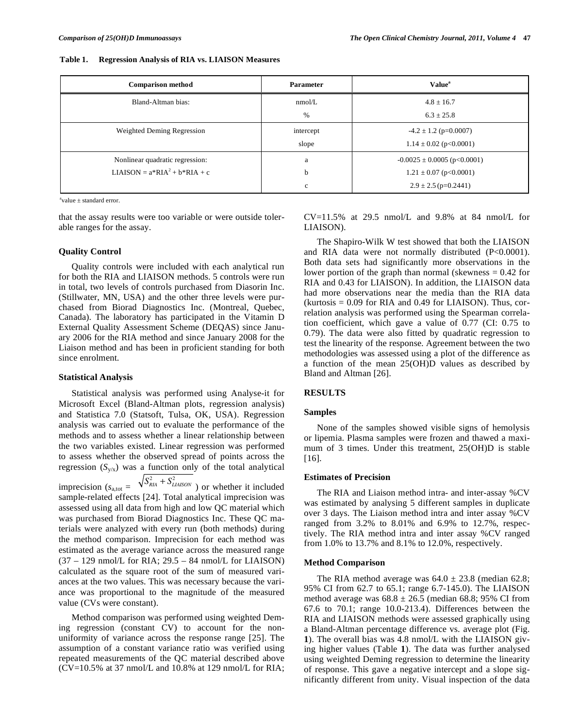**Table 1. Regression Analysis of RIA vs. LIAISON Measures**

| Comparison method | Parameter | Value[a] |
|---|---|---|
| Bland-Altman bias: | nmol/L | 4.8 ± 16.7 |
| | % | 6.3 ± 25.8 |
| Weighted Deming Regression | intercept | -4.2 ± 1.2 (p=0.0007) |
| | slope | 1.14 ± 0.02 (p<0.0001) |
| Nonlinear quadratic regression: | a | -0.0025 ± 0.0005 (p<0.0001) |
| LIAISON = a*RIA$^2$ + b*RIA + c | b | 1.21 ± 0.07 (p<0.0001) |
| | c | 2.9 ± 2.5 (p=0.2441) |

[a]value ± standard error.

that the assay results were too variable or were outside tolerable ranges for the assay.

### Quality Control

Quality controls were included with each analytical run for both the RIA and LIAISON methods. 5 controls were run in total, two levels of controls purchased from Diasorin Inc. (Stillwater, MN, USA) and the other three levels were purchased from Biorad Diagnostics Inc. (Montreal, Quebec, Canada). The laboratory has participated in the Vitamin D External Quality Assessment Scheme (DEQAS) since January 2006 for the RIA method and since January 2008 for the Liaison method and has been in proficient standing for both since enrolment.

### Statistical Analysis

Statistical analysis was performed using Analyse-it for Microsoft Excel (Bland-Altman plots, regression analysis) and Statistica 7.0 (Statsoft, Tulsa, OK, USA). Regression analysis was carried out to evaluate the performance of the methods and to assess whether a linear relationship between the two variables existed. Linear regression was performed to assess whether the observed spread of points across the regression ($S_{y/x}$) was a function only of the total analytical imprecision ($s_{a,tot} = \sqrt{S_{RIA}^2 + S_{LIAISON}^2}$) or whether it included sample-related effects [24]. Total analytical imprecision was assessed using all data from high and low QC material which was purchased from Biorad Diagnostics Inc. These QC materials were analyzed with every run (both methods) during the method comparison. Imprecision for each method was estimated as the average variance across the measured range (37 – 129 nmol/L for RIA; 29.5 – 84 nmol/L for LIAISON) calculated as the square root of the sum of measured variances at the two values. This was necessary because the variance was proportional to the magnitude of the measured value (CVs were constant).

Method comparison was performed using weighted Deming regression (constant CV) to account for the non-uniformity of variance across the response range [25]. The assumption of a constant variance ratio was verified using repeated measurements of the QC material described above (CV=10.5% at 37 nmol/L and 10.8% at 129 nmol/L for RIA; CV=11.5% at 29.5 nmol/L and 9.8% at 84 nmol/L for LIAISON).

The Shapiro-Wilk W test showed that both the LIAISON and RIA data were not normally distributed (P<0.0001). Both data sets had significantly more observations in the lower portion of the graph than normal (skewness = 0.42 for RIA and 0.43 for LIAISON). In addition, the LIAISON data had more observations near the media than the RIA data (kurtosis = 0.09 for RIA and 0.49 for LIAISON). Thus, correlation analysis was performed using the Spearman correlation coefficient, which gave a value of 0.77 (CI: 0.75 to 0.79). The data were also fitted by quadratic regression to test the linearity of the response. Agreement between the two methodologies was assessed using a plot of the difference as a function of the mean 25(OH)D values as described by Bland and Altman [26].

## RESULTS

### Samples

None of the samples showed visible signs of hemolysis or lipemia. Plasma samples were frozen and thawed a maximum of 3 times. Under this treatment, 25(OH)D is stable [16].

### Estimates of Precision

The RIA and Liaison method intra- and inter-assay %CV was estimated by analysing 5 different samples in duplicate over 3 days. The Liaison method intra and inter assay %CV ranged from 3.2% to 8.01% and 6.9% to 12.7%, respectively. The RIA method intra and inter assay %CV ranged from 1.0% to 13.7% and 8.1% to 12.0%, respectively.

### Method Comparison

The RIA method average was 64.0 ± 23.8 (median 62.8; 95% CI from 62.7 to 65.1; range 6.7-145.0). The LIAISON method average was 68.8 ± 26.5 (median 68.8; 95% CI from 67.6 to 70.1; range 10.0-213.4). Differences between the RIA and LIAISON methods were assessed graphically using a Bland-Altman percentage difference vs. average plot (Fig. **1**). The overall bias was 4.8 nmol/L with the LIAISON giving higher values (Table **1**). The data was further analysed using weighted Deming regression to determine the linearity of response. This gave a negative intercept and a slope significantly different from unity. Visual inspection of the data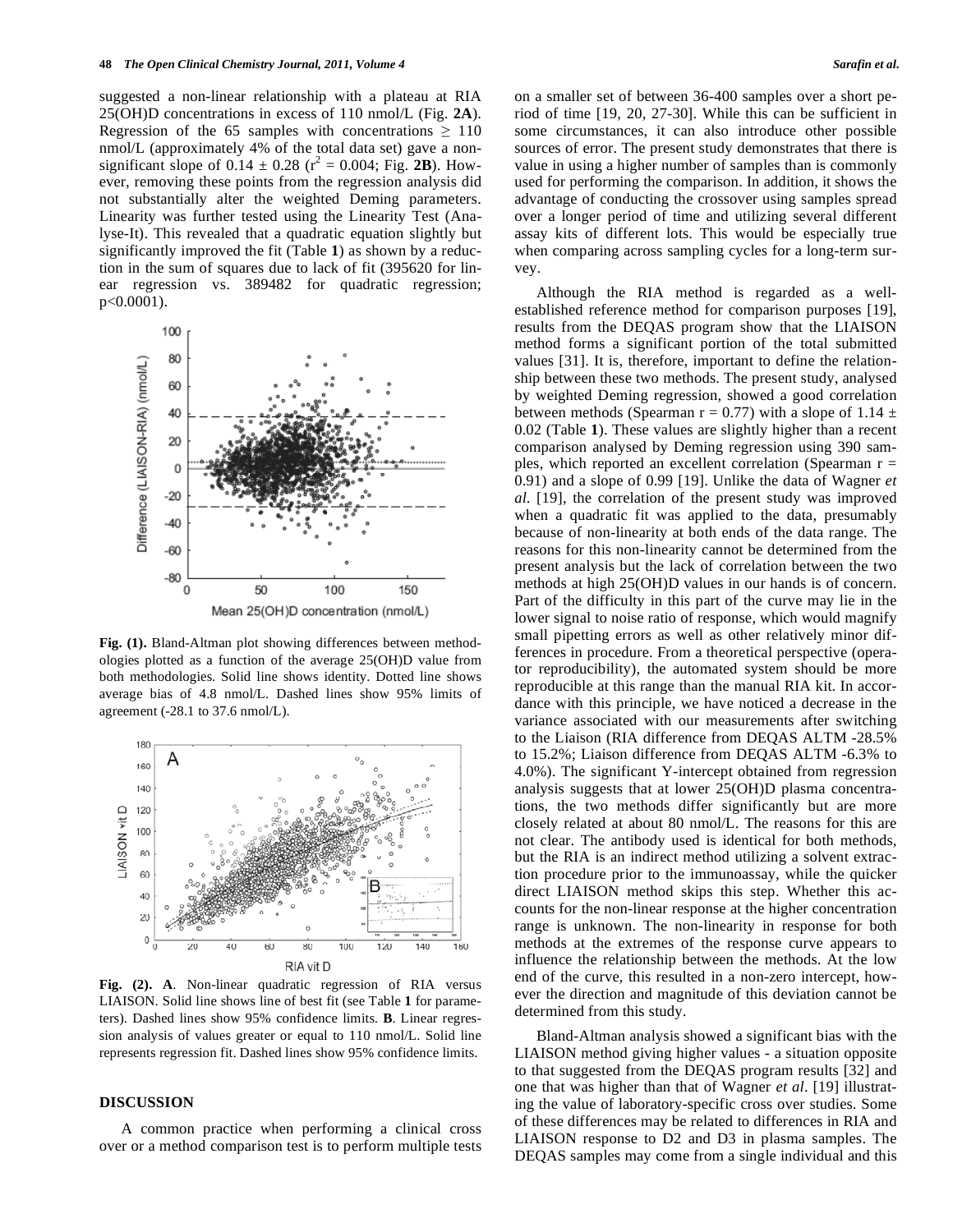suggested a non-linear relationship with a plateau at RIA 25(OH)D concentrations in excess of 110 nmol/L (Fig. **2A**). Regression of the 65 samples with concentrations $\geq$ 110 nmol/L (approximately 4% of the total data set) gave a non-significant slope of 0.14 $\pm$ 0.28 ($r^2$ = 0.004; Fig. **2B**). However, removing these points from the regression analysis did not substantially alter the weighted Deming parameters. Linearity was further tested using the Linearity Test (Analyse-It). This revealed that a quadratic equation slightly but significantly improved the fit (Table **1**) as shown by a reduction in the sum of squares due to lack of fit (395620 for linear regression vs. 389482 for quadratic regression; $p<0.0001$).

**Fig. (1).** Bland-Altman plot showing differences between methodologies plotted as a function of the average 25(OH)D value from both methodologies. Solid line shows identity. Dotted line shows average bias of 4.8 nmol/L. Dashed lines show 95% limits of agreement (-28.1 to 37.6 nmol/L).

**Fig. (2). A**. Non-linear quadratic regression of RIA versus LIAISON. Solid line shows line of best fit (see Table **1** for parameters). Dashed lines show 95% confidence limits. **B**. Linear regression analysis of values greater or equal to 110 nmol/L. Solid line represents regression fit. Dashed lines show 95% confidence limits.

## DISCUSSION

A common practice when performing a clinical cross over or a method comparison test is to perform multiple tests on a smaller set of between 36-400 samples over a short period of time [19, 20, 27-30]. While this can be sufficient in some circumstances, it can also introduce other possible sources of error. The present study demonstrates that there is value in using a higher number of samples than is commonly used for performing the comparison. In addition, it shows the advantage of conducting the crossover using samples spread over a longer period of time and utilizing several different assay kits of different lots. This would be especially true when comparing across sampling cycles for a long-term survey.

Although the RIA method is regarded as a well-established reference method for comparison purposes [19], results from the DEQAS program show that the LIAISON method forms a significant portion of the total submitted values [31]. It is, therefore, important to define the relationship between these two methods. The present study, analysed by weighted Deming regression, showed a good correlation between methods (Spearman r = 0.77) with a slope of 1.14 $\pm$ 0.02 (Table **1**). These values are slightly higher than a recent comparison analysed by Deming regression using 390 samples, which reported an excellent correlation (Spearman r = 0.91) and a slope of 0.99 [19]. Unlike the data of Wagner *et al.* [19], the correlation of the present study was improved when a quadratic fit was applied to the data, presumably because of non-linearity at both ends of the data range. The reasons for this non-linearity cannot be determined from the present analysis but the lack of correlation between the two methods at high 25(OH)D values in our hands is of concern. Part of the difficulty in this part of the curve may lie in the lower signal to noise ratio of response, which would magnify small pipetting errors as well as other relatively minor differences in procedure. From a theoretical perspective (operator reproducibility), the automated system should be more reproducible at this range than the manual RIA kit. In accordance with this principle, we have noticed a decrease in the variance associated with our measurements after switching to the Liaison (RIA difference from DEQAS ALTM -28.5% to 15.2%; Liaison difference from DEQAS ALTM -6.3% to 4.0%). The significant Y-intercept obtained from regression analysis suggests that at lower 25(OH)D plasma concentrations, the two methods differ significantly but are more closely related at about 80 nmol/L. The reasons for this are not clear. The antibody used is identical for both methods, but the RIA is an indirect method utilizing a solvent extraction procedure prior to the immunoassay, while the quicker direct LIAISON method skips this step. Whether this accounts for the non-linear response at the higher concentration range is unknown. The non-linearity in response for both methods at the extremes of the response curve appears to influence the relationship between the methods. At the low end of the curve, this resulted in a non-zero intercept, however the direction and magnitude of this deviation cannot be determined from this study.

Bland-Altman analysis showed a significant bias with the LIAISON method giving higher values - a situation opposite to that suggested from the DEQAS program results [32] and one that was higher than that of Wagner *et al*. [19] illustrating the value of laboratory-specific cross over studies. Some of these differences may be related to differences in RIA and LIAISON response to D2 and D3 in plasma samples. The DEQAS samples may come from a single individual and this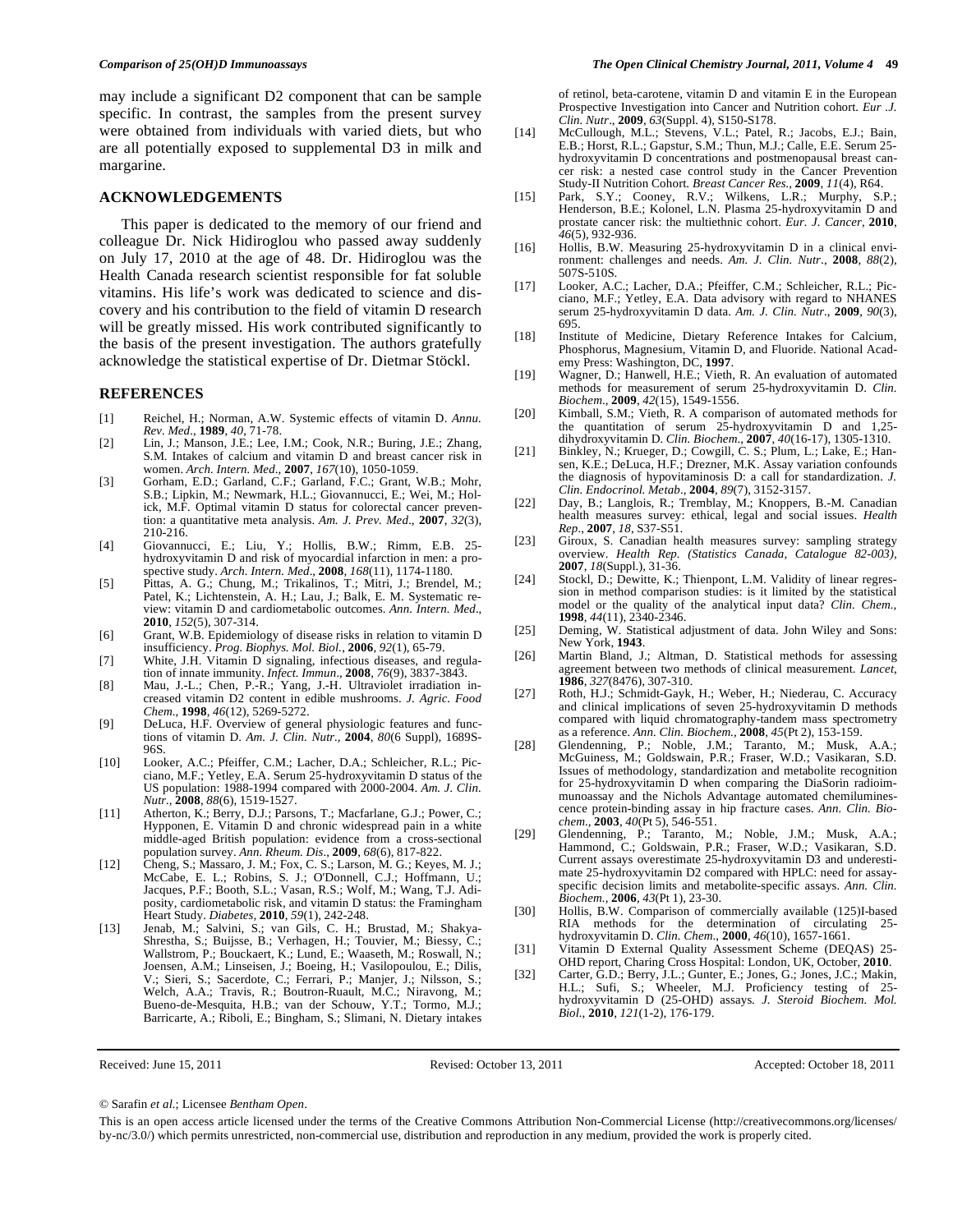may include a significant D2 component that can be sample specific. In contrast, the samples from the present survey were obtained from individuals with varied diets, but who are all potentially exposed to supplemental D3 in milk and margarine.

## ACKNOWLEDGEMENTS

This paper is dedicated to the memory of our friend and colleague Dr. Nick Hidiroglou who passed away suddenly on July 17, 2010 at the age of 48. Dr. Hidiroglou was the Health Canada research scientist responsible for fat soluble vitamins. His life's work was dedicated to science and discovery and his contribution to the field of vitamin D research will be greatly missed. His work contributed significantly to the basis of the present investigation. The authors gratefully acknowledge the statistical expertise of Dr. Dietmar Stöckl.

## REFERENCES

[1] Reichel, H.; Norman, A.W. Systemic effects of vitamin D. *Annu. Rev. Med*., **1989**, *40*, 71-78.

[2] Lin, J.; Manson, J.E.; Lee, I.M.; Cook, N.R.; Buring, J.E.; Zhang, S.M. Intakes of calcium and vitamin D and breast cancer risk in women. *Arch. Intern. Med*., **2007**, *167*(10), 1050-1059.

[3] Gorham, E.D.; Garland, C.F.; Garland, F.C.; Grant, W.B.; Mohr, S.B.; Lipkin, M.; Newmark, H.L.; Giovannucci, E.; Wei, M.; Holick, M.F. Optimal vitamin D status for colorectal cancer prevention: a quantitative meta analysis. *Am. J. Prev. Med*., **2007**, *32*(3), 210-216.

[4] Giovannucci, E.; Liu, Y.; Hollis, B.W.; Rimm, E.B. 25-hydroxyvitamin D and risk of myocardial infarction in men: a prospective study. *Arch. Intern. Med*., **2008**, *168*(11), 1174-1180.

[5] Pittas, A. G.; Chung, M.; Trikalinos, T.; Mitri, J.; Brendel, M.; Patel, K.; Lichtenstein, A. H.; Lau, J.; Balk, E. M. Systematic review: vitamin D and cardiometabolic outcomes. *Ann. Intern. Med*., **2010**, *152*(5), 307-314.

[6] Grant, W.B. Epidemiology of disease risks in relation to vitamin D insufficiency. *Prog. Biophys. Mol. Biol.*, **2006**, *92*(1), 65-79.

[7] White, J.H. Vitamin D signaling, infectious diseases, and regulation of innate immunity. *Infect. Immun*., **2008**, *76*(9), 3837-3843.

[8] Mau, J.-L.; Chen, P.-R.; Yang, J.-H. Ultraviolet irradiation increased vitamin D2 content in edible mushrooms. *J. Agric. Food Chem*., **1998**, *46*(12), 5269-5272.

[9] DeLuca, H.F. Overview of general physiologic features and functions of vitamin D. *Am. J. Clin. Nutr.*, **2004**, *80*(6 Suppl), 1689S-96S.

[10] Looker, A.C.; Pfeiffer, C.M.; Lacher, D.A.; Schleicher, R.L.; Picciano, M.F.; Yetley, E.A. Serum 25-hydroxyvitamin D status of the US population: 1988-1994 compared with 2000-2004. *Am. J. Clin. Nutr*., **2008**, *88*(6), 1519-1527.

[11] Atherton, K.; Berry, D.J.; Parsons, T.; Macfarlane, G.J.; Power, C.; Hypponen, E. Vitamin D and chronic widespread pain in a white middle-aged British population: evidence from a cross-sectional population survey. *Ann. Rheum. Dis*., **2009**, *68*(6), 817-822.

[12] Cheng, S.; Massaro, J. M.; Fox, C. S.; Larson, M. G.; Keyes, M. J.; McCabe, E. L.; Robins, S. J.; O'Donnell, C.J.; Hoffmann, U.; Jacques, P.F.; Booth, S.L.; Vasan, R.S.; Wolf, M.; Wang, T.J. Adiposity, cardiometabolic risk, and vitamin D status: the Framingham Heart Study. *Diabetes*, **2010**, *59*(1), 242-248.

[13] Jenab, M.; Salvini, S.; van Gils, C. H.; Brustad, M.; Shakya-Shrestha, S.; Buijsse, B.; Verhagen, H.; Touvier, M.; Biessy, C.; Wallstrom, P.; Bouckaert, K.; Lund, E.; Waaseth, M.; Roswall, N.; Joensen, A.M.; Linseisen, J.; Boeing, H.; Vasilopoulou, E.; Dilis, V.; Sieri, S.; Sacerdote, C.; Ferrari, P.; Manjer, J.; Nilsson, S.; Welch, A.A.; Travis, R.; Boutron-Ruault, M.C.; Niravong, M.; Bueno-de-Mesquita, H.B.; van der Schouw, Y.T.; Tormo, M.J.; Barricarte, A.; Riboli, E.; Bingham, S.; Slimani, N. Dietary intakes of retinol, beta-carotene, vitamin D and vitamin E in the European Prospective Investigation into Cancer and Nutrition cohort. *Eur .J. Clin. Nutr*., **2009**, *63*(Suppl. 4), S150-S178.

[14] McCullough, M.L.; Stevens, V.L.; Patel, R.; Jacobs, E.J.; Bain, E.B.; Horst, R.L.; Gapstur, S.M.; Thun, M.J.; Calle, E.E. Serum 25-hydroxyvitamin D concentrations and postmenopausal breast cancer risk: a nested case control study in the Cancer Prevention Study-II Nutrition Cohort. *Breast Cancer Res*., **2009**, *11*(4), R64.

[15] Park, S.Y.; Cooney, R.V.; Wilkens, L.R.; Murphy, S.P.; Henderson, B.E.; Kolonel, L.N. Plasma 25-hydroxyvitamin D and prostate cancer risk: the multiethnic cohort. *Eur. J. Cancer*, **2010**, *46*(5), 932-936.

[16] Hollis, B.W. Measuring 25-hydroxyvitamin D in a clinical environment: challenges and needs. *Am. J. Clin. Nutr*., **2008**, *88*(2), 507S-510S.

[17] Looker, A.C.; Lacher, D.A.; Pfeiffer, C.M.; Schleicher, R.L.; Picciano, M.F.; Yetley, E.A. Data advisory with regard to NHANES serum 25-hydroxyvitamin D data. *Am. J. Clin. Nutr*., **2009**, *90*(3), 695.

[18] Institute of Medicine, Dietary Reference Intakes for Calcium, Phosphorus, Magnesium, Vitamin D, and Fluoride. National Academy Press: Washington, DC, **1997**.

[19] Wagner, D.; Hanwell, H.E.; Vieth, R. An evaluation of automated methods for measurement of serum 25-hydroxyvitamin D. *Clin. Biochem*., **2009**, *42*(15), 1549-1556.

[20] Kimball, S.M.; Vieth, R. A comparison of automated methods for the quantitation of serum 25-hydroxyvitamin D and 1,25-dihydroxyvitamin D. *Clin. Biochem*., **2007**, *40*(16-17), 1305-1310.

[21] Binkley, N.; Krueger, D.; Cowgill, C. S.; Plum, L.; Lake, E.; Hansen, K.E.; DeLuca, H.F.; Drezner, M.K. Assay variation confounds the diagnosis of hypovitaminosis D: a call for standardization. *J. Clin. Endocrinol. Metab*., **2004**, *89*(7), 3152-3157.

[22] Day, B.; Langlois, R.; Tremblay, M.; Knoppers, B.-M. Canadian health measures survey: ethical, legal and social issues. *Health Rep*., **2007**, *18*, S37-S51.

[23] Giroux, S. Canadian health measures survey: sampling strategy overview. *Health Rep. (Statistics Canada, Catalogue 82-003)*, **2007**, *18*(Suppl.), 31-36.

[24] Stockl, D.; Dewitte, K.; Thienpont, L.M. Validity of linear regression in method comparison studies: is it limited by the statistical model or the quality of the analytical input data? *Clin. Chem.*, **1998**, *44*(11), 2340-2346.

[25] Deming, W. Statistical adjustment of data. John Wiley and Sons: New York, **1943**.

[26] Martin Bland, J.; Altman, D. Statistical methods for assessing agreement between two methods of clinical measurement. *Lancet*, **1986**, *327*(8476), 307-310.

[27] Roth, H.J.; Schmidt-Gayk, H.; Weber, H.; Niederau, C. Accuracy and clinical implications of seven 25-hydroxyvitamin D methods compared with liquid chromatography-tandem mass spectrometry as a reference. *Ann. Clin. Biochem.*, **2008**, *45*(Pt 2), 153-159.

[28] Glendenning, P.; Noble, J.M.; Taranto, M.; Musk, A.A.; McGuiness, M.; Goldswain, P.R.; Fraser, W.D.; Vasikaran, S.D. Issues of methodology, standardization and metabolite recognition for 25-hydroxyvitamin D when comparing the DiaSorin radioimmunoassay and the Nichols Advantage automated chemiluminescence protein-binding assay in hip fracture cases. *Ann. Clin. Biochem*., **2003**, *40*(Pt 5), 546-551.

[29] Glendenning, P.; Taranto, M.; Noble, J.M.; Musk, A.A.; Hammond, C.; Goldswain, P.R.; Fraser, W.D.; Vasikaran, S.D. Current assays overestimate 25-hydroxyvitamin D3 and underestimate 25-hydroxyvitamin D2 compared with HPLC: need for assay-specific decision limits and metabolite-specific assays. *Ann. Clin. Biochem.*, **2006**, *43*(Pt 1), 23-30.

[30] Hollis, B.W. Comparison of commercially available (125)I-based RIA methods for the determination of circulating 25-hydroxyvitamin D. *Clin. Chem*., **2000**, *46*(10), 1657-1661.

[31] Vitamin D External Quality Assessment Scheme (DEQAS) 25-OHD report, Charing Cross Hospital: London, UK, October, **2010**.

[32] Carter, G.D.; Berry, J.L.; Gunter, E.; Jones, G.; Jones, J.C.; Makin, H.L.; Sufi, S.; Wheeler, M.J. Proficiency testing of 25-hydroxyvitamin D (25-OHD) assays*. J. Steroid Biochem. Mol. Biol.*, **2010**, *121*(1-2), 176-179.

Received: June 15, 2011 Revised: October 13, 2011 Accepted: October 18, 2011

© Sarafin *et al*.; Licensee *Bentham Open*.

This is an open access article licensed under the terms of the Creative Commons Attribution Non-Commercial License (http://creativecommons.org/licenses/by-nc/3.0/) which permits unrestricted, non-commercial use, distribution and reproduction in any medium, provided the work is properly cited.